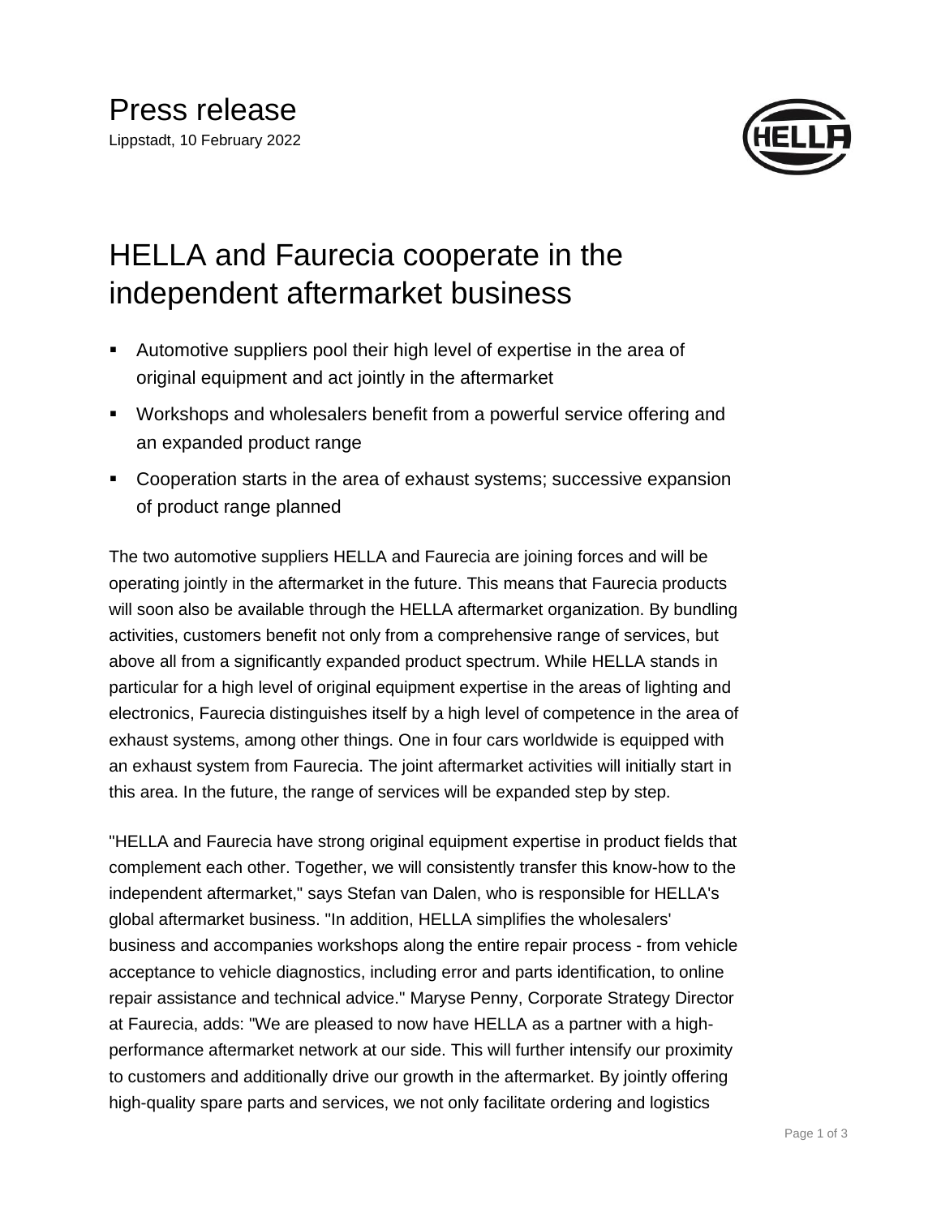# Press release

Lippstadt, 10 February 2022

## HELLA and Faurecia cooperate in the independent aftermarket business

- Automotive suppliers pool their high level of expertise in the area of original equipment and act jointly in the aftermarket
- Workshops and wholesalers benefit from a powerful service offering and an expanded product range
- Cooperation starts in the area of exhaust systems; successive expansion of product range planned

The two automotive suppliers HELLA and Faurecia are joining forces and will be operating jointly in the aftermarket in the future. This means that Faurecia products will soon also be available through the HELLA aftermarket organization. By bundling activities, customers benefit not only from a comprehensive range of services, but above all from a significantly expanded product spectrum. While HELLA stands in particular for a high level of original equipment expertise in the areas of lighting and electronics, Faurecia distinguishes itself by a high level of competence in the area of exhaust systems, among other things. One in four cars worldwide is equipped with an exhaust system from Faurecia. The joint aftermarket activities will initially start in this area. In the future, the range of services will be expanded step by step.

"HELLA and Faurecia have strong original equipment expertise in product fields that complement each other. Together, we will consistently transfer this know-how to the independent aftermarket," says Stefan van Dalen, who is responsible for HELLA's global aftermarket business. "In addition, HELLA simplifies the wholesalers' business and accompanies workshops along the entire repair process - from vehicle acceptance to vehicle diagnostics, including error and parts identification, to online repair assistance and technical advice." Maryse Penny, Corporate Strategy Director at Faurecia, adds: "We are pleased to now have HELLA as a partner with a high-performance aftermarket network at our side. This will further intensify our proximity to customers and additionally drive our growth in the aftermarket. By jointly offering high-quality spare parts and services, we not only facilitate ordering and logistics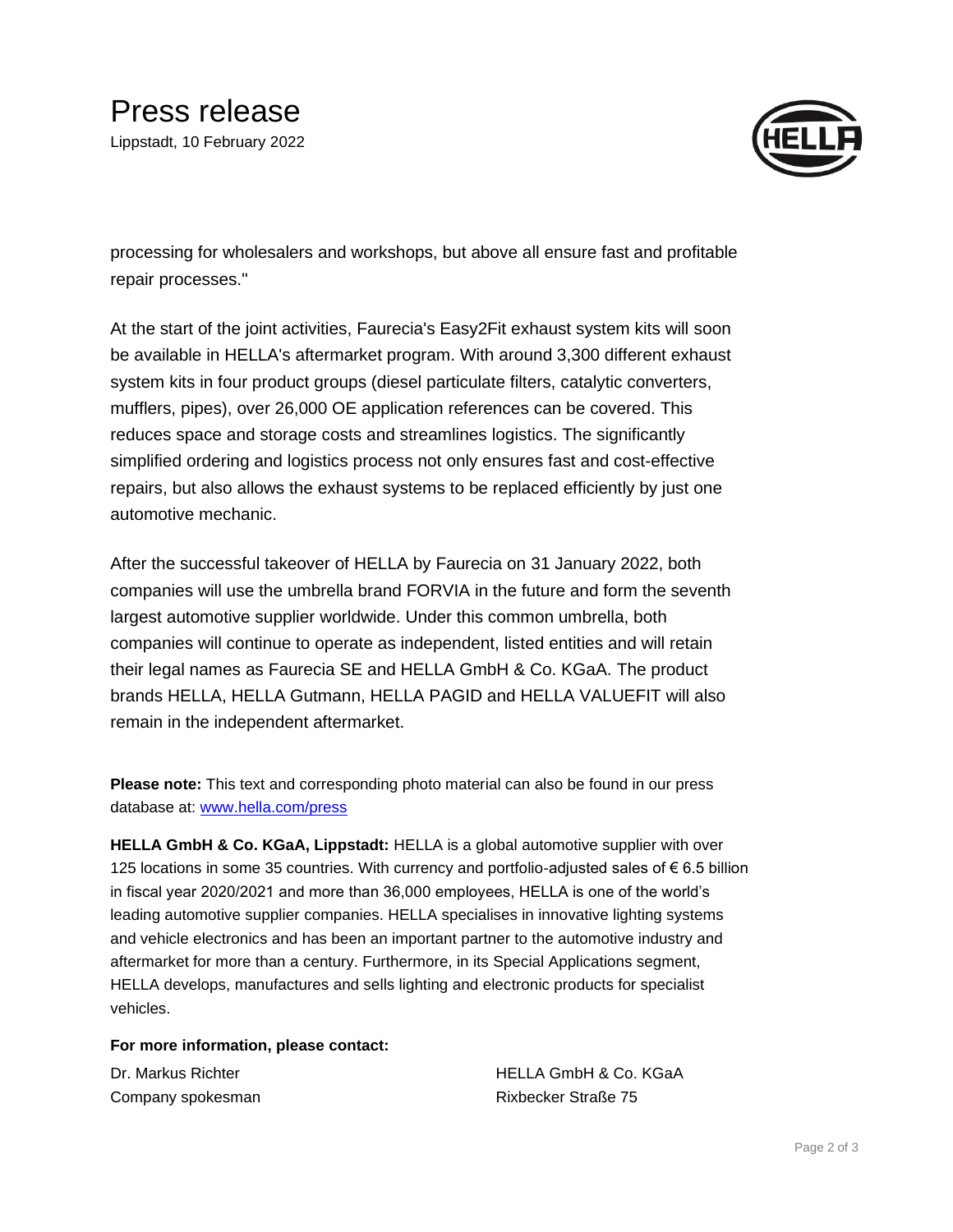processing for wholesalers and workshops, but above all ensure fast and profitable repair processes."

At the start of the joint activities, Faurecia's Easy2Fit exhaust system kits will soon be available in HELLA's aftermarket program. With around 3,300 different exhaust system kits in four product groups (diesel particulate filters, catalytic converters, mufflers, pipes), over 26,000 OE application references can be covered. This reduces space and storage costs and streamlines logistics. The significantly simplified ordering and logistics process not only ensures fast and cost-effective repairs, but also allows the exhaust systems to be replaced efficiently by just one automotive mechanic.

After the successful takeover of HELLA by Faurecia on 31 January 2022, both companies will use the umbrella brand FORVIA in the future and form the seventh largest automotive supplier worldwide. Under this common umbrella, both companies will continue to operate as independent, listed entities and will retain their legal names as Faurecia SE and HELLA GmbH & Co. KGaA. The product brands HELLA, HELLA Gutmann, HELLA PAGID and HELLA VALUEFIT will also remain in the independent aftermarket.

**Please note:** This text and corresponding photo material can also be found in our press database at: [www.hella.com/press](www.hella.com/press)

**HELLA GmbH & Co. KGaA, Lippstadt:** HELLA is a global automotive supplier with over 125 locations in some 35 countries. With currency and portfolio-adjusted sales of € 6.5 billion in fiscal year 2020/2021 and more than 36,000 employees, HELLA is one of the world's leading automotive supplier companies. HELLA specialises in innovative lighting systems and vehicle electronics and has been an important partner to the automotive industry and aftermarket for more than a century. Furthermore, in its Special Applications segment, HELLA develops, manufactures and sells lighting and electronic products for specialist vehicles.

**For more information, please contact:**

Dr. Markus Richter
Company spokesman

HELLA GmbH & Co. KGaA
Rixbecker Straße 75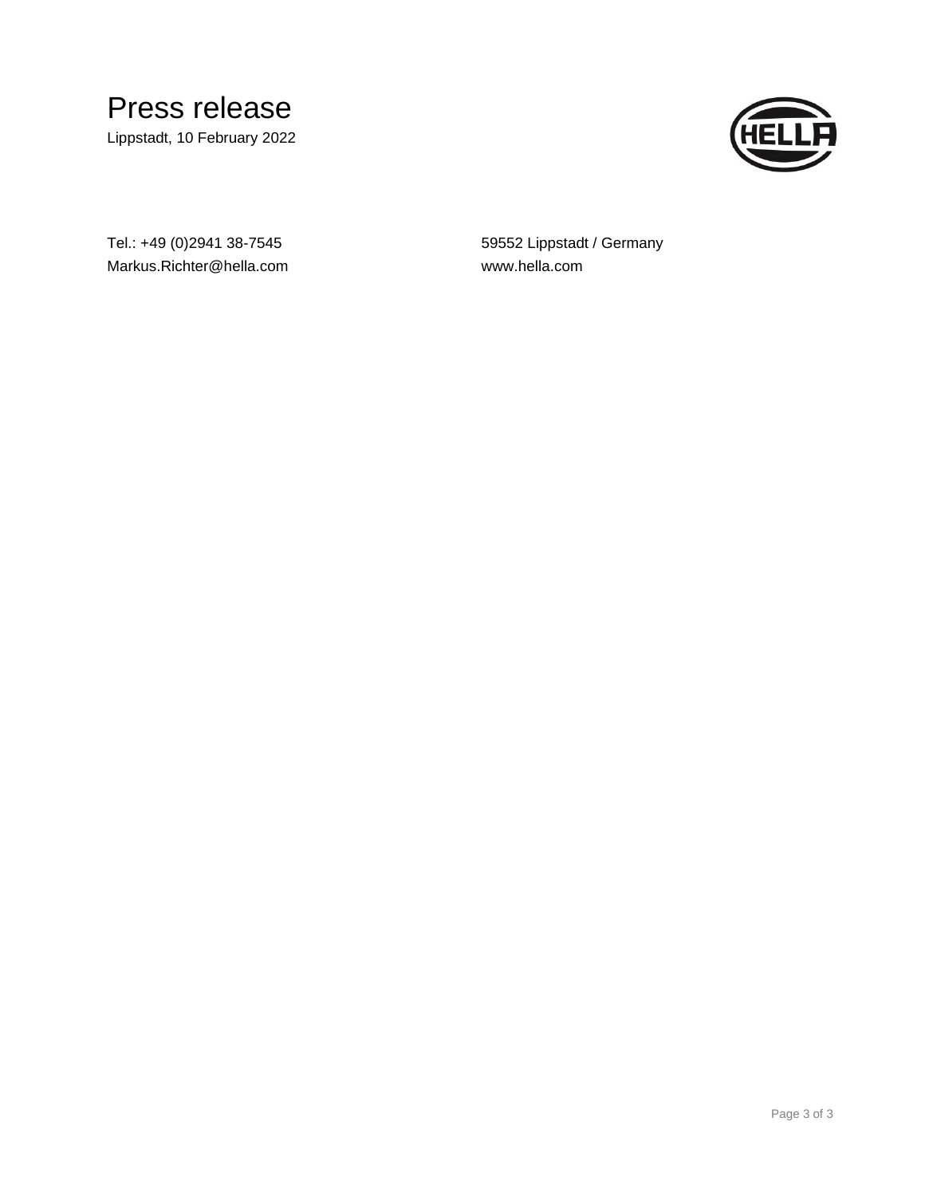# Press release

Lippstadt, 10 February 2022

Tel.: +49 (0)2941 38-7545
Markus.Richter@hella.com

59552 Lippstadt / Germany
www.hella.com